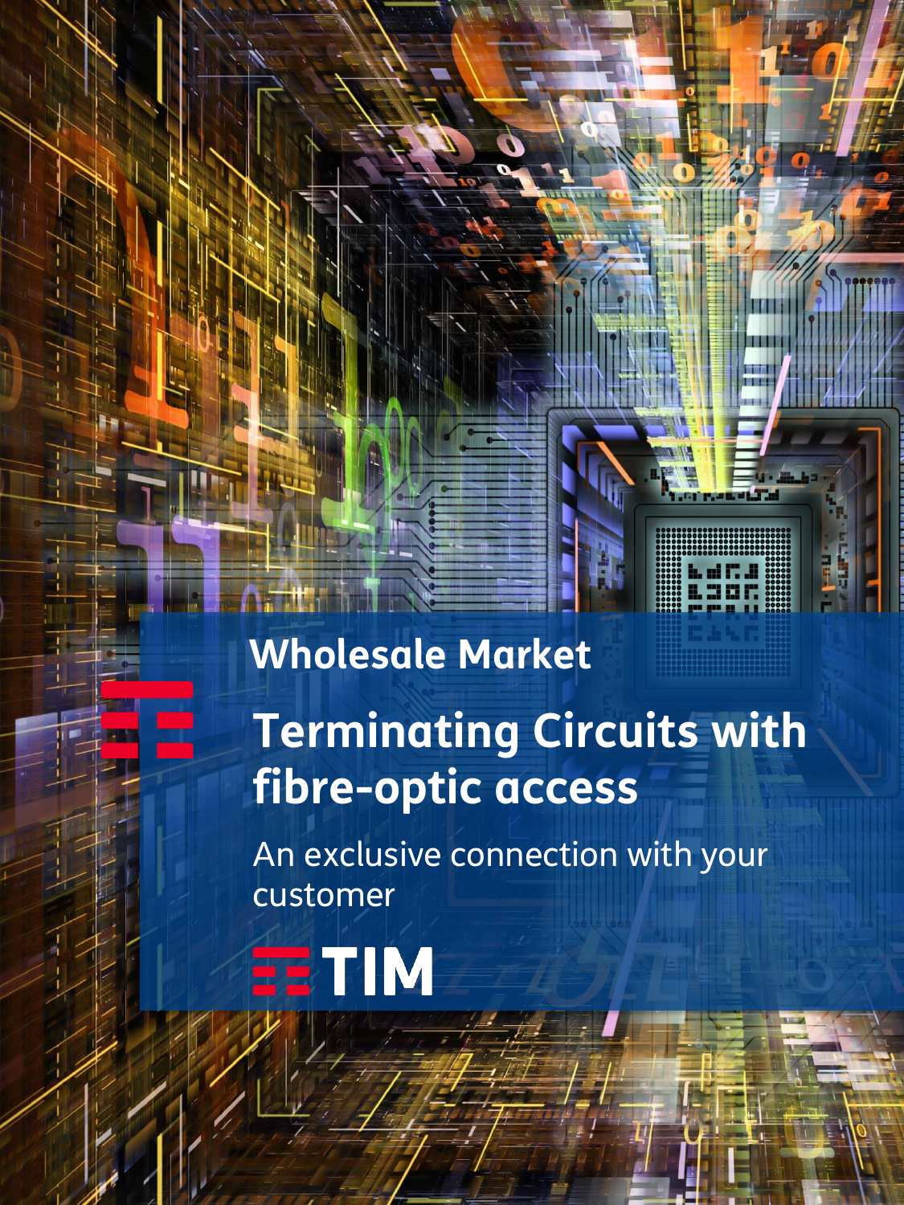Wholesale Market

# Terminating Circuits with fibre-optic access

An exclusive connection with your customer

TIM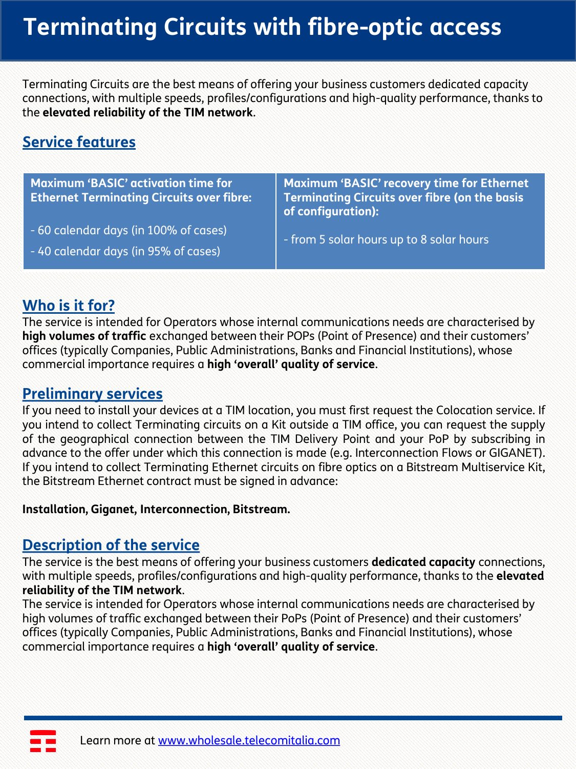# Terminating Circuits with fibre-optic access

Terminating Circuits are the best means of offering your business customers dedicated capacity connections, with multiple speeds, profiles/configurations and high-quality performance, thanks to the **elevated reliability of the TIM network**.

## Service features

| Maximum 'BASIC' activation time for Ethernet Terminating Circuits over fibre: | Maximum 'BASIC' recovery time for Ethernet Terminating Circuits over fibre (on the basis of configuration): |
|---|---|
| - 60 calendar days (in 100% of cases)<br>- 40 calendar days (in 95% of cases) | - from 5 solar hours up to 8 solar hours |

## Who is it for?

The service is intended for Operators whose internal communications needs are characterised by **high volumes of traffic** exchanged between their POPs (Point of Presence) and their customers' offices (typically Companies, Public Administrations, Banks and Financial Institutions), whose commercial importance requires a **high 'overall' quality of service**.

## Preliminary services

If you need to install your devices at a TIM location, you must first request the Colocation service. If you intend to collect Terminating circuits on a Kit outside a TIM office, you can request the supply of the geographical connection between the TIM Delivery Point and your PoP by subscribing in advance to the offer under which this connection is made (e.g. Interconnection Flows or GIGANET). If you intend to collect Terminating Ethernet circuits on fibre optics on a Bitstream Multiservice Kit, the Bitstream Ethernet contract must be signed in advance:

**Installation, Giganet, Interconnection, Bitstream.**

## Description of the service

The service is the best means of offering your business customers **dedicated capacity** connections, with multiple speeds, profiles/configurations and high-quality performance, thanks to the **elevated reliability of the TIM network**.
The service is intended for Operators whose internal communications needs are characterised by high volumes of traffic exchanged between their PoPs (Point of Presence) and their customers' offices (typically Companies, Public Administrations, Banks and Financial Institutions), whose commercial importance requires a **high 'overall' quality of service**.

Learn more at [www.wholesale.telecomitalia.com](http://www.wholesale.telecomitalia.com)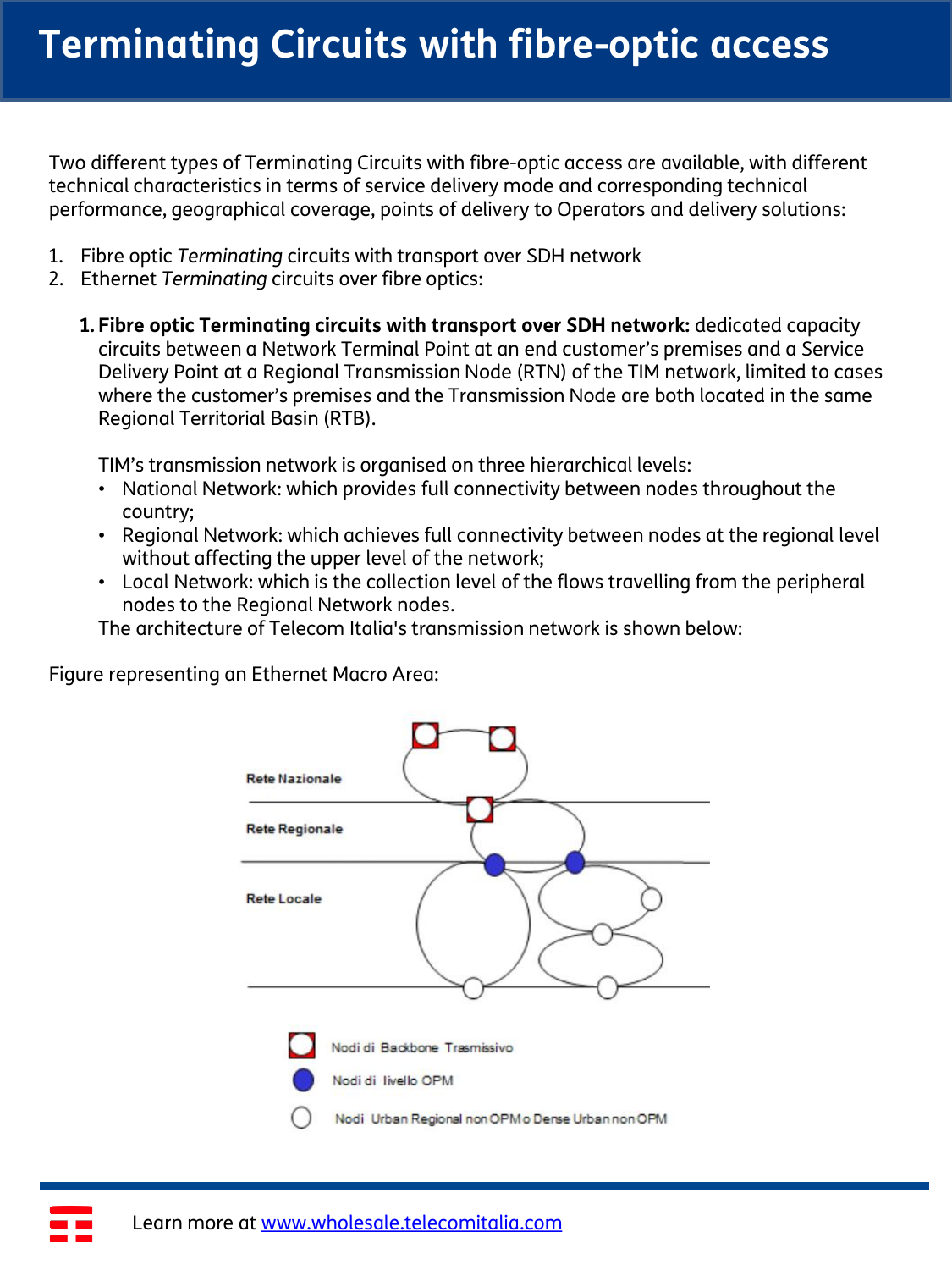# Terminating Circuits with fibre-optic access

Two different types of Terminating Circuits with fibre-optic access are available, with different technical characteristics in terms of service delivery mode and corresponding technical performance, geographical coverage, points of delivery to Operators and delivery solutions:

1. Fibre optic *Terminating* circuits with transport over SDH network
2. Ethernet *Terminating* circuits over fibre optics:

**1. Fibre optic Terminating circuits with transport over SDH network:** dedicated capacity circuits between a Network Terminal Point at an end customer's premises and a Service Delivery Point at a Regional Transmission Node (RTN) of the TIM network, limited to cases where the customer's premises and the Transmission Node are both located in the same Regional Territorial Basin (RTB).

TIM's transmission network is organised on three hierarchical levels:

- National Network: which provides full connectivity between nodes throughout the country;
- Regional Network: which achieves full connectivity between nodes at the regional level without affecting the upper level of the network;
- Local Network: which is the collection level of the flows travelling from the peripheral nodes to the Regional Network nodes.

The architecture of Telecom Italia's transmission network is shown below:

Figure representing an Ethernet Macro Area:

Rete Nazionale

Rete Regionale

Rete Locale

Nodi di Backbone Trasmissivo

Nodi di livello OPM

Nodi Urban Regional non OPM o Dense Urban non OPM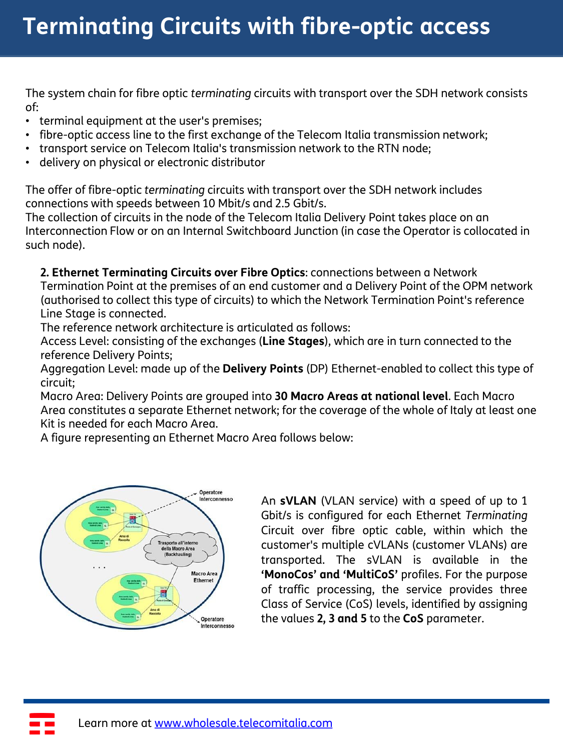# Terminating Circuits with fibre-optic access

The system chain for fibre optic *terminating* circuits with transport over the SDH network consists of:

- terminal equipment at the user's premises;
- fibre-optic access line to the first exchange of the Telecom Italia transmission network;
- transport service on Telecom Italia's transmission network to the RTN node;
- delivery on physical or electronic distributor

The offer of fibre-optic *terminating* circuits with transport over the SDH network includes connections with speeds between 10 Mbit/s and 2.5 Gbit/s.
The collection of circuits in the node of the Telecom Italia Delivery Point takes place on an Interconnection Flow or on an Internal Switchboard Junction (in case the Operator is collocated in such node).

**2. Ethernet Terminating Circuits over Fibre Optics**: connections between a Network Termination Point at the premises of an end customer and a Delivery Point of the OPM network (authorised to collect this type of circuits) to which the Network Termination Point's reference Line Stage is connected.
The reference network architecture is articulated as follows:
Access Level: consisting of the exchanges (**Line Stages**), which are in turn connected to the reference Delivery Points;
Aggregation Level: made up of the **Delivery Points** (DP) Ethernet-enabled to collect this type of circuit;
Macro Area: Delivery Points are grouped into **30 Macro Areas at national level**. Each Macro Area constitutes a separate Ethernet network; for the coverage of the whole of Italy at least one Kit is needed for each Macro Area.
A figure representing an Ethernet Macro Area follows below:

An **sVLAN** (VLAN service) with a speed of up to 1 Gbit/s is configured for each Ethernet *Terminating* Circuit over fibre optic cable, within which the customer's multiple cVLANs (customer VLANs) are transported. The sVLAN is available in the **'MonoCos' and 'MultiCoS'** profiles. For the purpose of traffic processing, the service provides three Class of Service (CoS) levels, identified by assigning the values **2, 3 and 5** to the **CoS** parameter.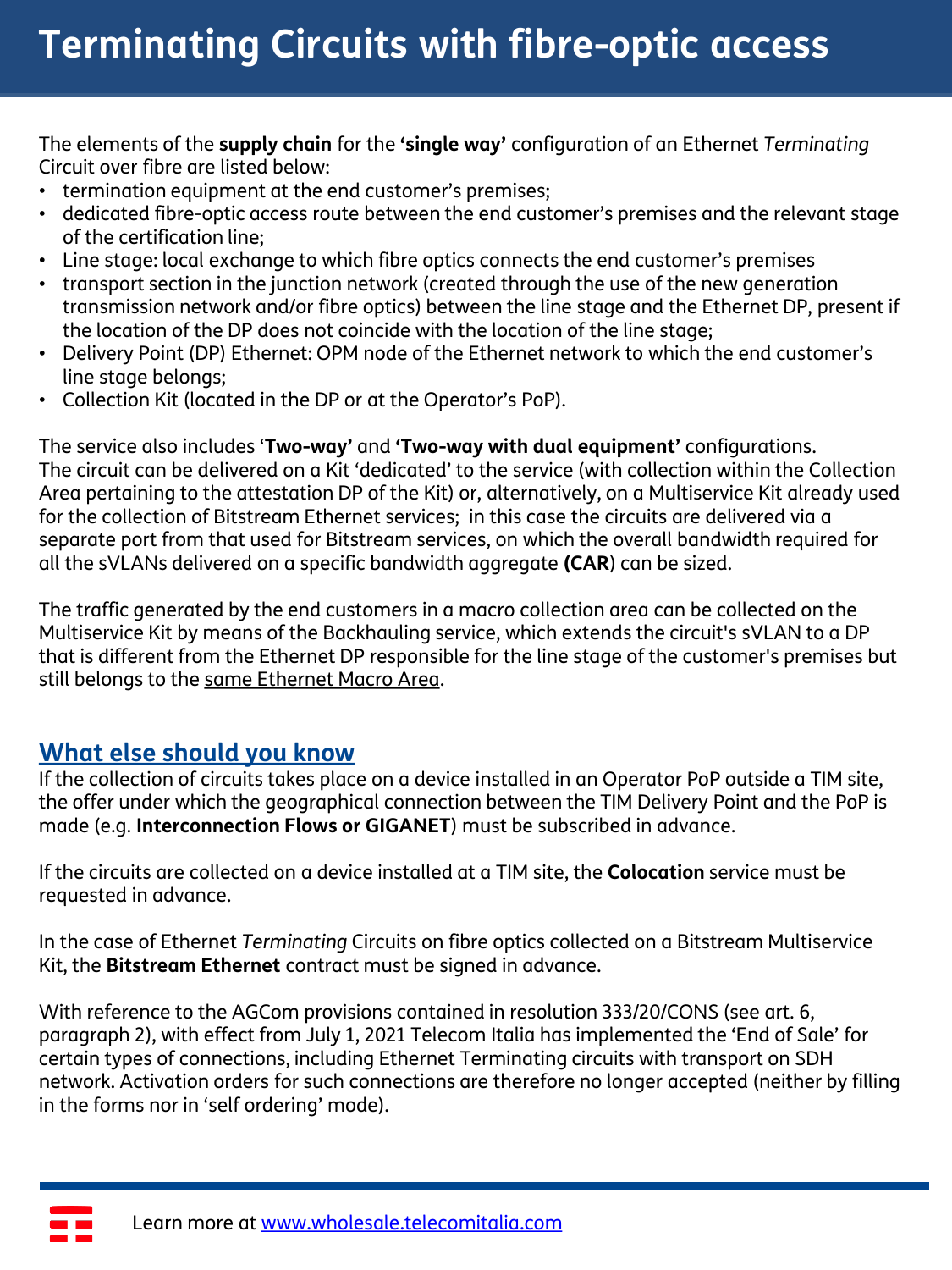# Terminating Circuits with fibre-optic access

The elements of the **supply chain** for the **'single way'** configuration of an Ethernet *Terminating* Circuit over fibre are listed below:

- termination equipment at the end customer's premises;
- dedicated fibre-optic access route between the end customer's premises and the relevant stage of the certification line;
- Line stage: local exchange to which fibre optics connects the end customer's premises
- transport section in the junction network (created through the use of the new generation transmission network and/or fibre optics) between the line stage and the Ethernet DP, present if the location of the DP does not coincide with the location of the line stage;
- Delivery Point (DP) Ethernet: OPM node of the Ethernet network to which the end customer's line stage belongs;
- Collection Kit (located in the DP or at the Operator's PoP).

The service also includes '**Two-way'** and **'Two-way with dual equipment'** configurations.
The circuit can be delivered on a Kit 'dedicated' to the service (with collection within the Collection Area pertaining to the attestation DP of the Kit) or, alternatively, on a Multiservice Kit already used for the collection of Bitstream Ethernet services; in this case the circuits are delivered via a separate port from that used for Bitstream services, on which the overall bandwidth required for all the sVLANs delivered on a specific bandwidth aggregate **(CAR**) can be sized.

The traffic generated by the end customers in a macro collection area can be collected on the Multiservice Kit by means of the Backhauling service, which extends the circuit's sVLAN to a DP that is different from the Ethernet DP responsible for the line stage of the customer's premises but still belongs to the same Ethernet Macro Area.

## What else should you know

If the collection of circuits takes place on a device installed in an Operator PoP outside a TIM site, the offer under which the geographical connection between the TIM Delivery Point and the PoP is made (e.g. **Interconnection Flows or GIGANET**) must be subscribed in advance.

If the circuits are collected on a device installed at a TIM site, the **Colocation** service must be requested in advance.

In the case of Ethernet *Terminating* Circuits on fibre optics collected on a Bitstream Multiservice Kit, the **Bitstream Ethernet** contract must be signed in advance.

With reference to the AGCom provisions contained in resolution 333/20/CONS (see art. 6, paragraph 2), with effect from July 1, 2021 Telecom Italia has implemented the 'End of Sale' for certain types of connections, including Ethernet Terminating circuits with transport on SDH network. Activation orders for such connections are therefore no longer accepted (neither by filling in the forms nor in 'self ordering' mode).

Learn more at www.wholesale.telecomitalia.com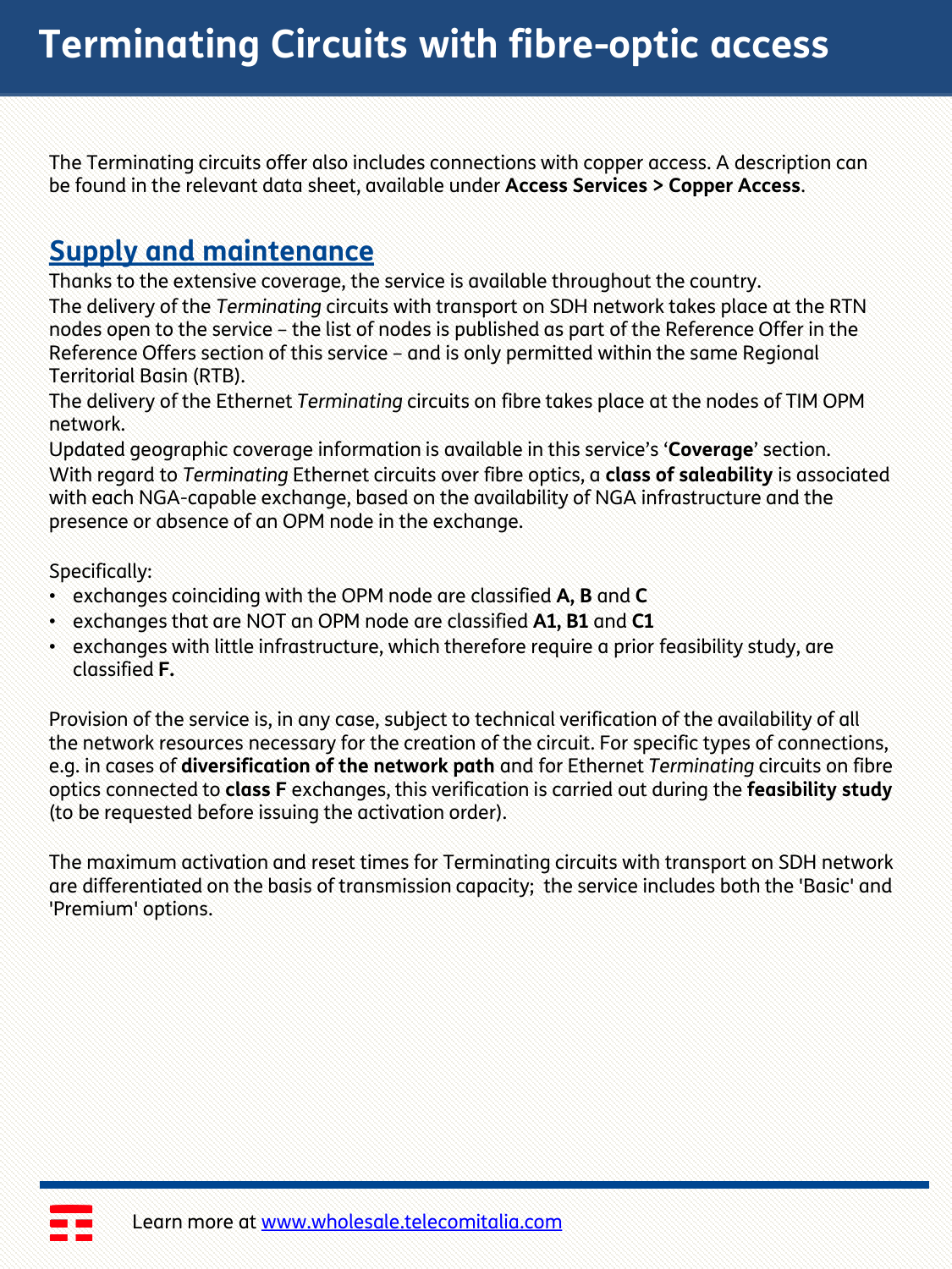# Terminating Circuits with fibre-optic access

The Terminating circuits offer also includes connections with copper access. A description can be found in the relevant data sheet, available under **Access Services > Copper Access**.

## Supply and maintenance

Thanks to the extensive coverage, the service is available throughout the country.
The delivery of the *Terminating* circuits with transport on SDH network takes place at the RTN nodes open to the service – the list of nodes is published as part of the Reference Offer in the Reference Offers section of this service – and is only permitted within the same Regional Territorial Basin (RTB).
The delivery of the Ethernet *Terminating* circuits on fibre takes place at the nodes of TIM OPM network.
Updated geographic coverage information is available in this service's '**Coverage**' section.
With regard to *Terminating* Ethernet circuits over fibre optics, a **class of saleability** is associated with each NGA-capable exchange, based on the availability of NGA infrastructure and the presence or absence of an OPM node in the exchange.

Specifically:

- exchanges coinciding with the OPM node are classified **A, B** and **C**
- exchanges that are NOT an OPM node are classified **A1, B1** and **C1**
- exchanges with little infrastructure, which therefore require a prior feasibility study, are classified **F.**

Provision of the service is, in any case, subject to technical verification of the availability of all the network resources necessary for the creation of the circuit. For specific types of connections, e.g. in cases of **diversification of the network path** and for Ethernet *Terminating* circuits on fibre optics connected to **class F** exchanges, this verification is carried out during the **feasibility study** (to be requested before issuing the activation order).

The maximum activation and reset times for Terminating circuits with transport on SDH network are differentiated on the basis of transmission capacity; the service includes both the 'Basic' and 'Premium' options.

Learn more at www.wholesale.telecomitalia.com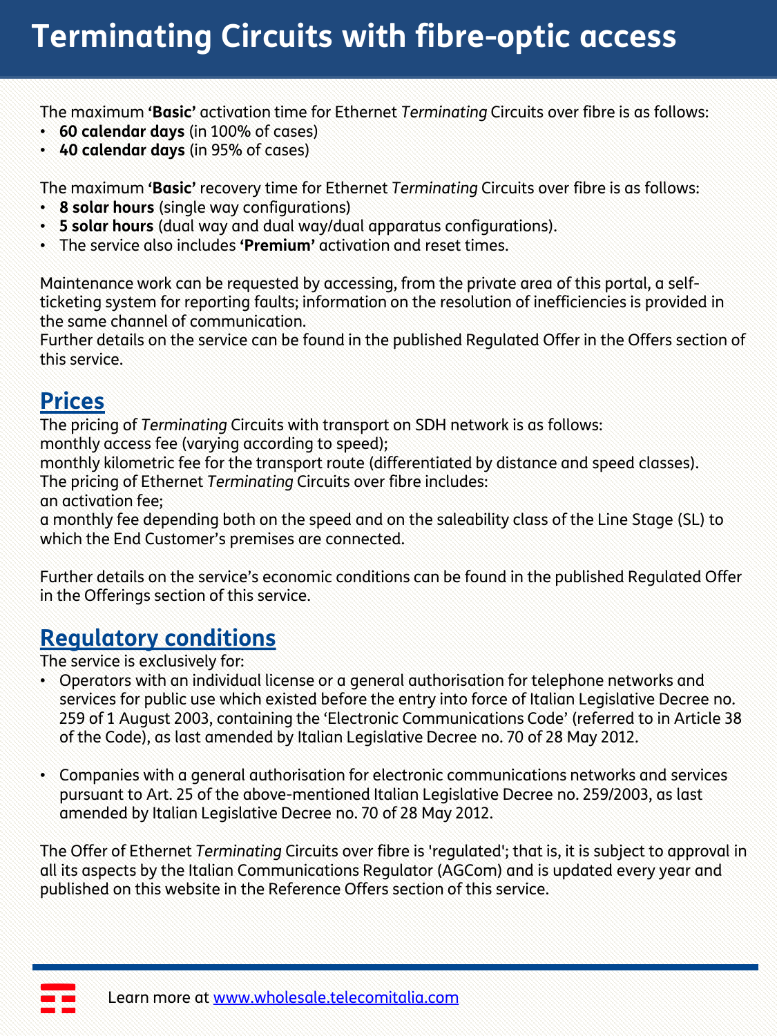# Terminating Circuits with fibre-optic access

The maximum **'Basic'** activation time for Ethernet *Terminating* Circuits over fibre is as follows:

- **60 calendar days** (in 100% of cases)
- **40 calendar days** (in 95% of cases)

The maximum **'Basic'** recovery time for Ethernet *Terminating* Circuits over fibre is as follows:

- **8 solar hours** (single way configurations)
- **5 solar hours** (dual way and dual way/dual apparatus configurations).
- The service also includes **'Premium'** activation and reset times.

Maintenance work can be requested by accessing, from the private area of this portal, a self-ticketing system for reporting faults; information on the resolution of inefficiencies is provided in the same channel of communication.
Further details on the service can be found in the published Regulated Offer in the Offers section of this service.

## Prices

The pricing of *Terminating* Circuits with transport on SDH network is as follows:
monthly access fee (varying according to speed);
monthly kilometric fee for the transport route (differentiated by distance and speed classes).
The pricing of Ethernet *Terminating* Circuits over fibre includes:
an activation fee;
a monthly fee depending both on the speed and on the saleability class of the Line Stage (SL) to which the End Customer's premises are connected.

Further details on the service's economic conditions can be found in the published Regulated Offer in the Offerings section of this service.

## Regulatory conditions

The service is exclusively for:

- Operators with an individual license or a general authorisation for telephone networks and services for public use which existed before the entry into force of Italian Legislative Decree no. 259 of 1 August 2003, containing the 'Electronic Communications Code' (referred to in Article 38 of the Code), as last amended by Italian Legislative Decree no. 70 of 28 May 2012.

- Companies with a general authorisation for electronic communications networks and services pursuant to Art. 25 of the above-mentioned Italian Legislative Decree no. 259/2003, as last amended by Italian Legislative Decree no. 70 of 28 May 2012.

The Offer of Ethernet *Terminating* Circuits over fibre is 'regulated'; that is, it is subject to approval in all its aspects by the Italian Communications Regulator (AGCom) and is updated every year and published on this website in the Reference Offers section of this service.

Learn more at www.wholesale.telecomitalia.com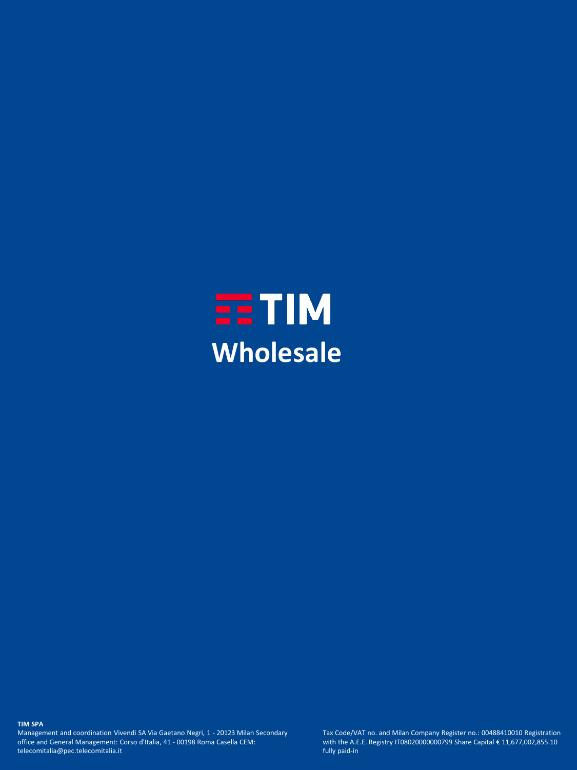TIM

**Wholesale**

**TIM SPA**

Management and coordination Vivendi SA Via Gaetano Negri, 1 - 20123 Milan Secondary office and General Management: Corso d'Italia, 41 - 00198 Roma Casella CEM: telecomitalia@pec.telecomitalia.it

Tax Code/VAT no. and Milan Company Register no.: 00488410010 Registration with the A.E.E. Registry IT08020000000799 Share Capital € 11,677,002,855.10 fully paid-in